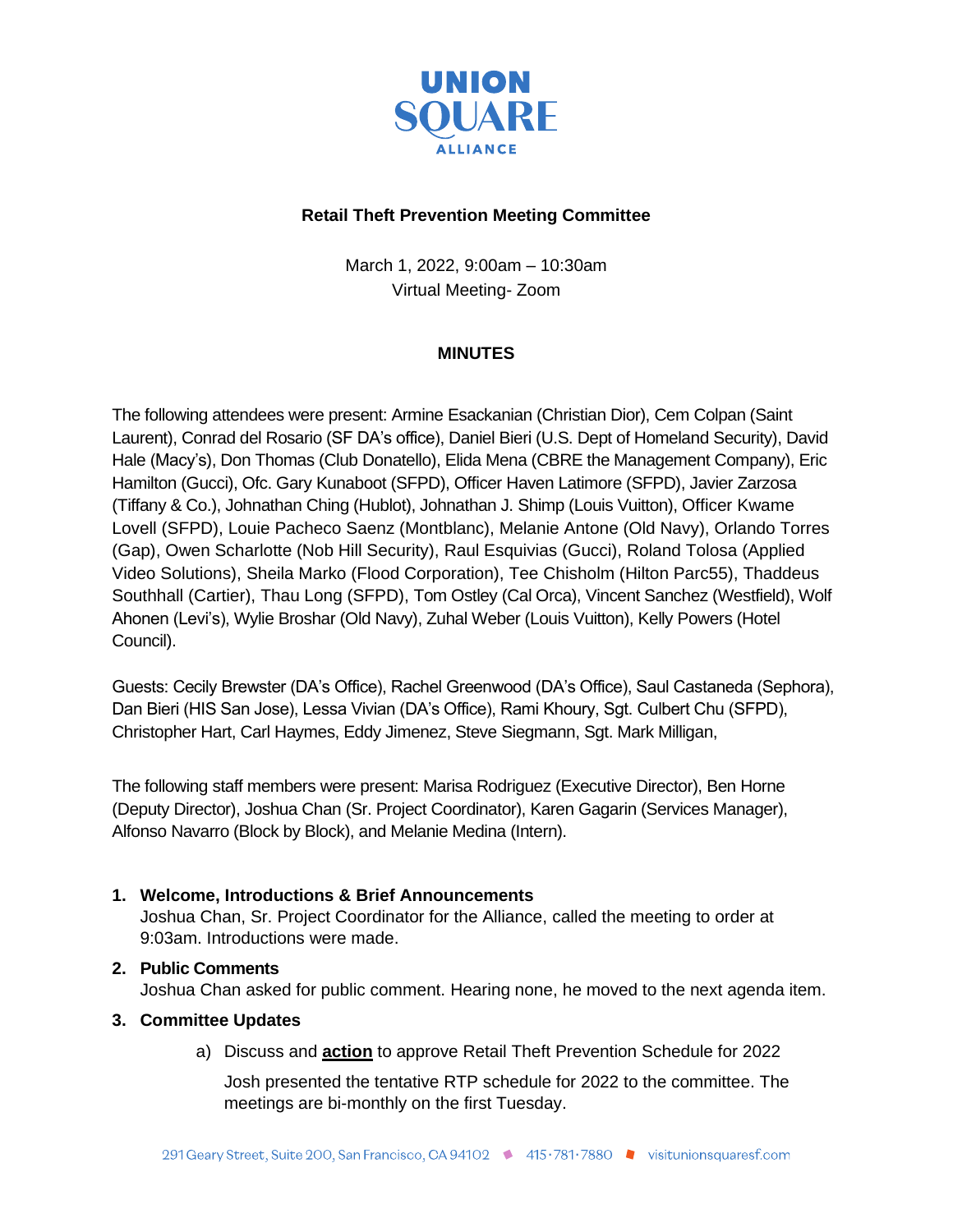UNION SQUARE ALLIANCE

**Retail Theft Prevention Meeting Committee**

March 1, 2022, 9:00am – 10:30am
Virtual Meeting- Zoom

**MINUTES**

The following attendees were present: Armine Esackanian (Christian Dior), Cem Colpan (Saint Laurent), Conrad del Rosario (SF DA's office), Daniel Bieri (U.S. Dept of Homeland Security), David Hale (Macy's), Don Thomas (Club Donatello), Elida Mena (CBRE the Management Company), Eric Hamilton (Gucci), Ofc. Gary Kunaboot (SFPD), Officer Haven Latimore (SFPD), Javier Zarzosa (Tiffany & Co.), Johnathan Ching (Hublot), Johnathan J. Shimp (Louis Vuitton), Officer Kwame Lovell (SFPD), Louie Pacheco Saenz (Montblanc), Melanie Antone (Old Navy), Orlando Torres (Gap), Owen Scharlotte (Nob Hill Security), Raul Esquivias (Gucci), Roland Tolosa (Applied Video Solutions), Sheila Marko (Flood Corporation), Tee Chisholm (Hilton Parc55), Thaddeus Southhall (Cartier), Thau Long (SFPD), Tom Ostley (Cal Orca), Vincent Sanchez (Westfield), Wolf Ahonen (Levi's), Wylie Broshar (Old Navy), Zuhal Weber (Louis Vuitton), Kelly Powers (Hotel Council).

Guests: Cecily Brewster (DA's Office), Rachel Greenwood (DA's Office), Saul Castaneda (Sephora), Dan Bieri (HIS San Jose), Lessa Vivian (DA's Office), Rami Khoury, Sgt. Culbert Chu (SFPD), Christopher Hart, Carl Haymes, Eddy Jimenez, Steve Siegmann, Sgt. Mark Milligan,

The following staff members were present: Marisa Rodriguez (Executive Director), Ben Horne (Deputy Director), Joshua Chan (Sr. Project Coordinator), Karen Gagarin (Services Manager), Alfonso Navarro (Block by Block), and Melanie Medina (Intern).

1. **Welcome, Introductions & Brief Announcements**
   Joshua Chan, Sr. Project Coordinator for the Alliance, called the meeting to order at 9:03am. Introductions were made.
2. **Public Comments**
   Joshua Chan asked for public comment. Hearing none, he moved to the next agenda item.
3. **Committee Updates**
   a) Discuss and **action** to approve Retail Theft Prevention Schedule for 2022

      Josh presented the tentative RTP schedule for 2022 to the committee. The meetings are bi-monthly on the first Tuesday.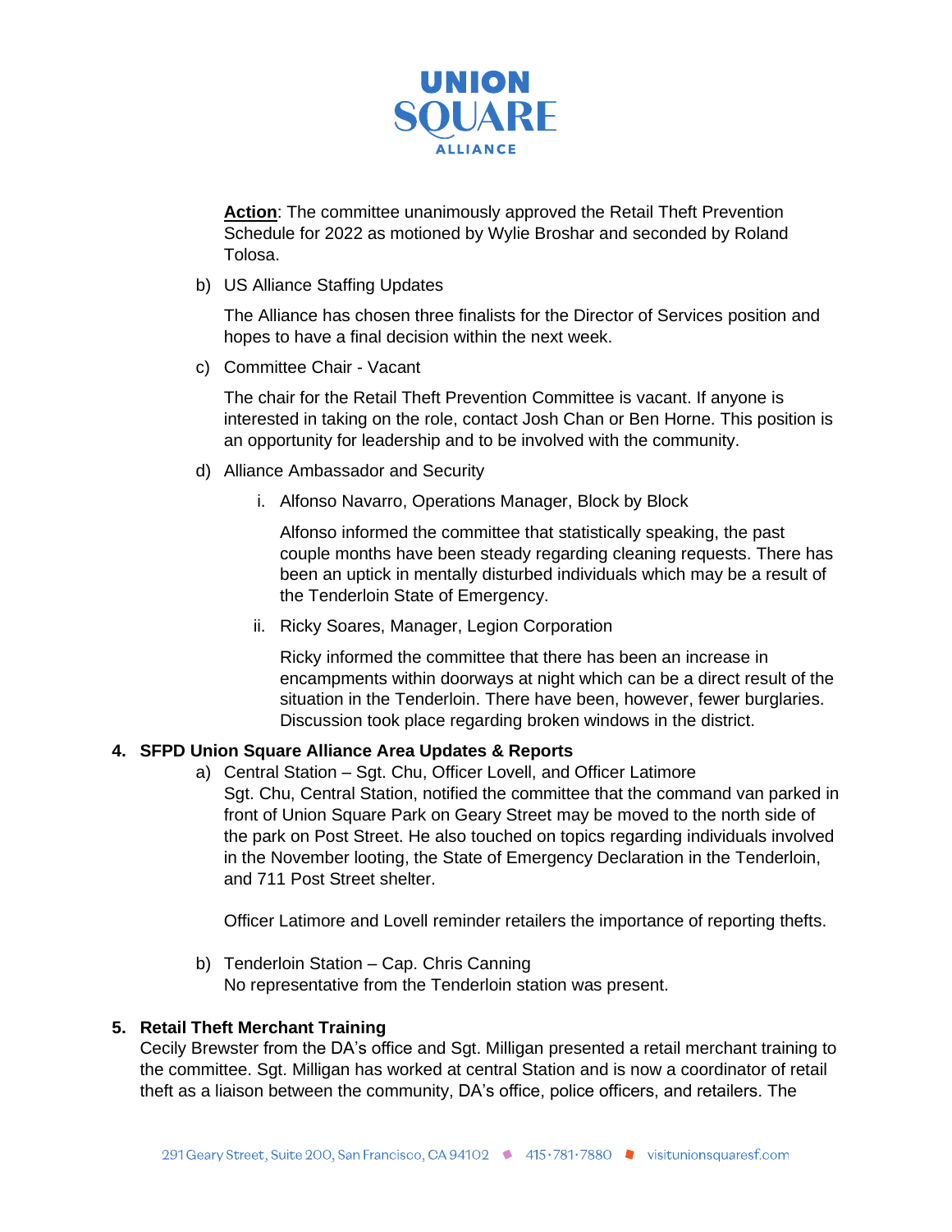**Action**: The committee unanimously approved the Retail Theft Prevention Schedule for 2022 as motioned by Wylie Broshar and seconded by Roland Tolosa.

b) US Alliance Staffing Updates

The Alliance has chosen three finalists for the Director of Services position and hopes to have a final decision within the next week.

c) Committee Chair - Vacant

The chair for the Retail Theft Prevention Committee is vacant. If anyone is interested in taking on the role, contact Josh Chan or Ben Horne. This position is an opportunity for leadership and to be involved with the community.

d) Alliance Ambassador and Security

i. Alfonso Navarro, Operations Manager, Block by Block

Alfonso informed the committee that statistically speaking, the past couple months have been steady regarding cleaning requests. There has been an uptick in mentally disturbed individuals which may be a result of the Tenderloin State of Emergency.

ii. Ricky Soares, Manager, Legion Corporation

Ricky informed the committee that there has been an increase in encampments within doorways at night which can be a direct result of the situation in the Tenderloin. There have been, however, fewer burglaries. Discussion took place regarding broken windows in the district.

**4. SFPD Union Square Alliance Area Updates & Reports**

a) Central Station – Sgt. Chu, Officer Lovell, and Officer Latimore
Sgt. Chu, Central Station, notified the committee that the command van parked in front of Union Square Park on Geary Street may be moved to the north side of the park on Post Street. He also touched on topics regarding individuals involved in the November looting, the State of Emergency Declaration in the Tenderloin, and 711 Post Street shelter.

Officer Latimore and Lovell reminder retailers the importance of reporting thefts.

b) Tenderloin Station – Cap. Chris Canning
No representative from the Tenderloin station was present.

**5. Retail Theft Merchant Training**

Cecily Brewster from the DA's office and Sgt. Milligan presented a retail merchant training to the committee. Sgt. Milligan has worked at central Station and is now a coordinator of retail theft as a liaison between the community, DA's office, police officers, and retailers. The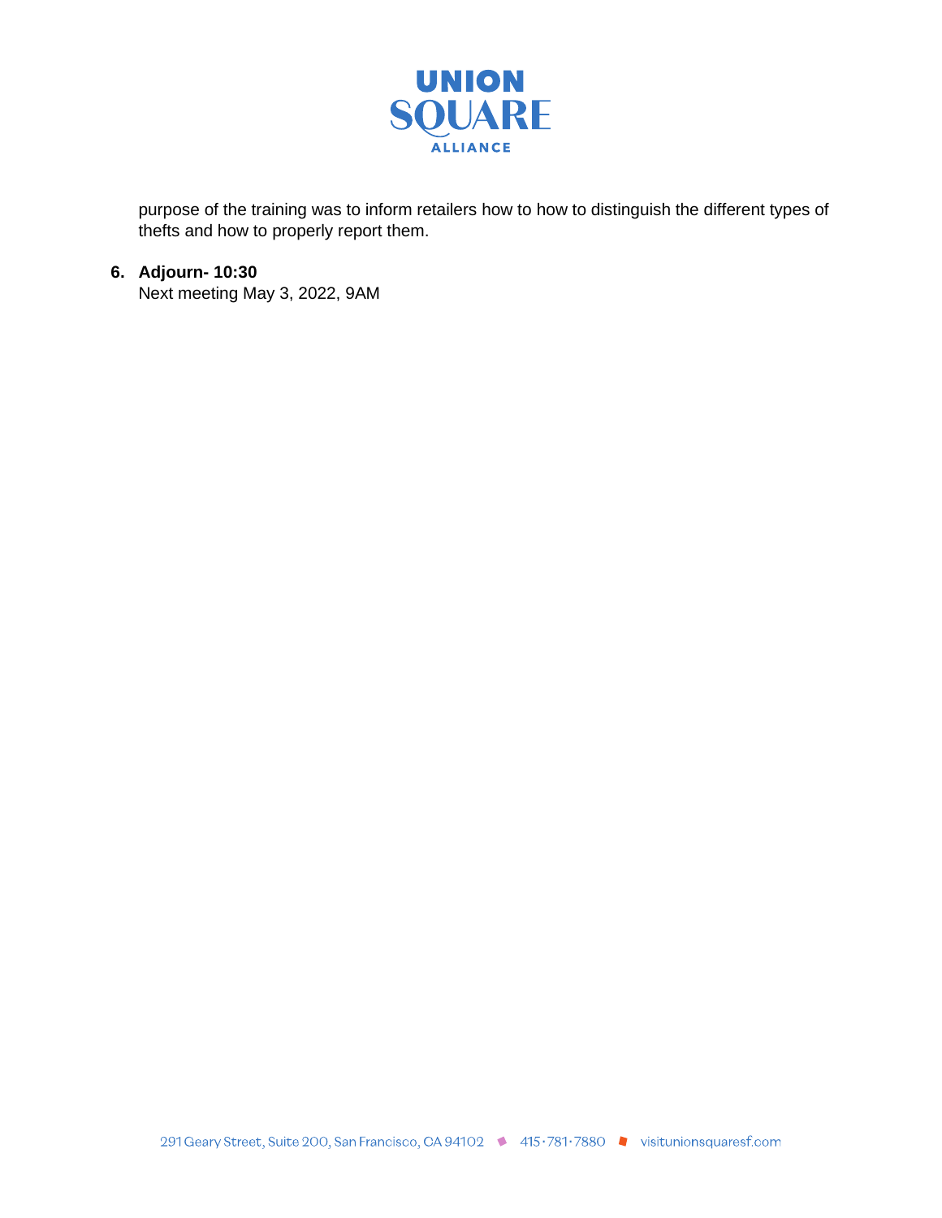purpose of the training was to inform retailers how to how to distinguish the different types of thefts and how to properly report them.

6. **Adjourn- 10:30**
   Next meeting May 3, 2022, 9AM